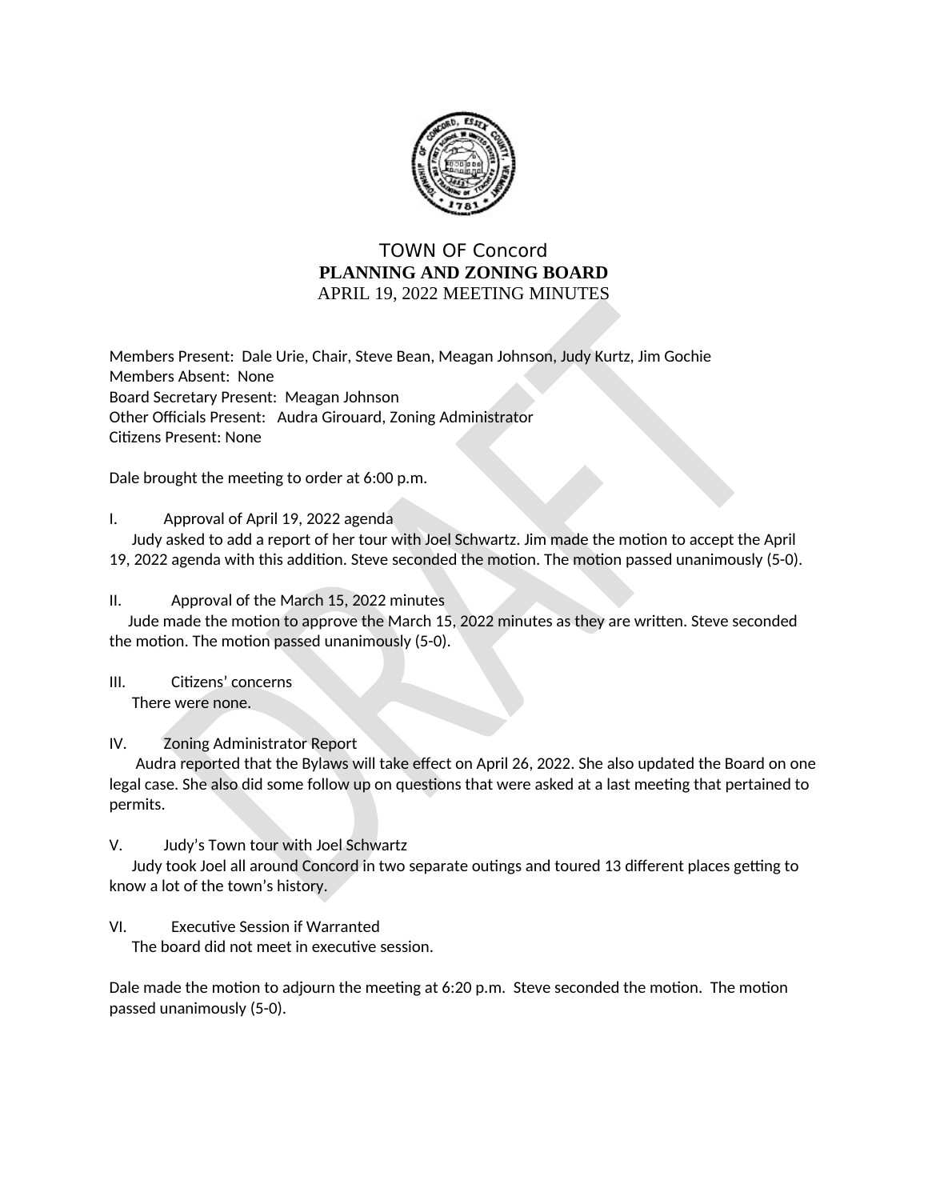# TOWN OF Concord

## PLANNING AND ZONING BOARD

APRIL 19, 2022 MEETING MINUTES

Members Present: Dale Urie, Chair, Steve Bean, Meagan Johnson, Judy Kurtz, Jim Gochie
Members Absent: None
Board Secretary Present: Meagan Johnson
Other Officials Present: Audra Girouard, Zoning Administrator
Citizens Present: None

Dale brought the meeting to order at 6:00 p.m.

I. Approval of April 19, 2022 agenda

Judy asked to add a report of her tour with Joel Schwartz. Jim made the motion to accept the April 19, 2022 agenda with this addition. Steve seconded the motion. The motion passed unanimously (5-0).

II. Approval of the March 15, 2022 minutes

Jude made the motion to approve the March 15, 2022 minutes as they are written. Steve seconded the motion. The motion passed unanimously (5-0).

III. Citizens' concerns

There were none.

IV. Zoning Administrator Report

Audra reported that the Bylaws will take effect on April 26, 2022. She also updated the Board on one legal case. She also did some follow up on questions that were asked at a last meeting that pertained to permits.

V. Judy's Town tour with Joel Schwartz

Judy took Joel all around Concord in two separate outings and toured 13 different places getting to know a lot of the town's history.

VI. Executive Session if Warranted

The board did not meet in executive session.

Dale made the motion to adjourn the meeting at 6:20 p.m. Steve seconded the motion. The motion passed unanimously (5-0).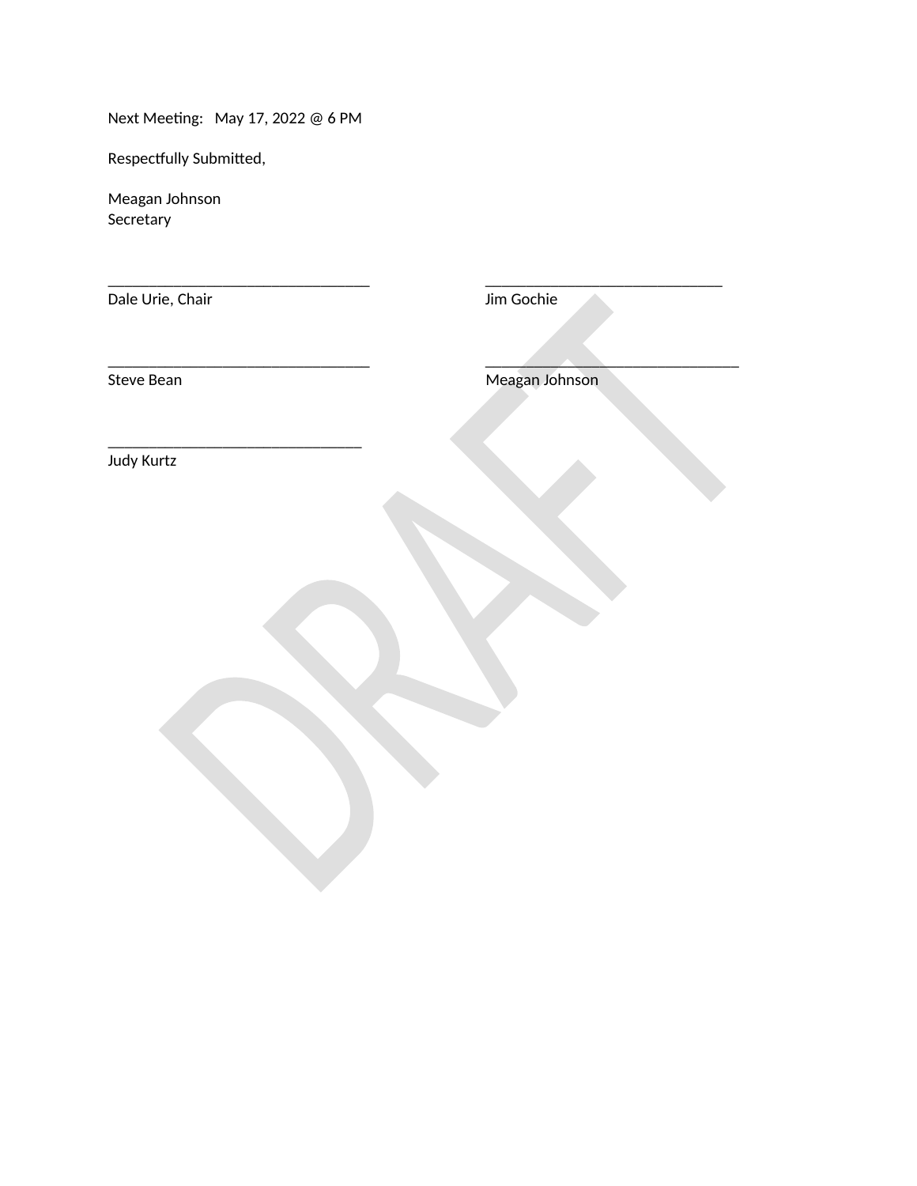Next Meeting: May 17, 2022 @ 6 PM

Respectfully Submitted,

Meagan Johnson
Secretary

_________________________________
Dale Urie, Chair

_________________________________
Jim Gochie

_________________________________
Steve Bean

_________________________________
Meagan Johnson

_________________________________
Judy Kurtz

DRAFT